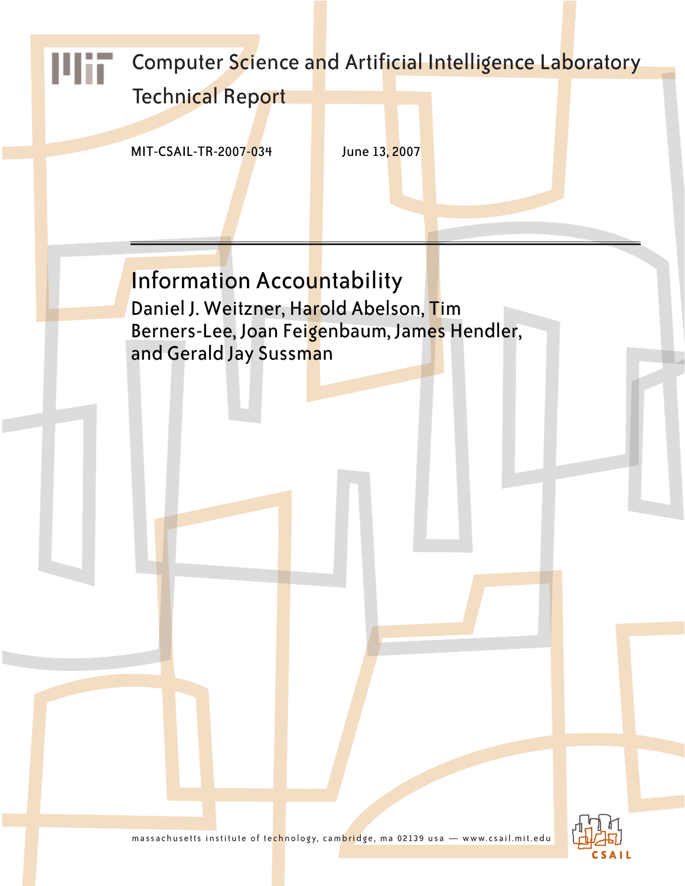Computer Science and Artificial Intelligence Laboratory

Technical Report

MIT-CSAIL-TR-2007-034 June 13, 2007

# Information Accountability

Daniel J. Weitzner, Harold Abelson, Tim Berners-Lee, Joan Feigenbaum, James Hendler, and Gerald Jay Sussman

massachusetts institute of technology, cambridge, ma 02139 usa — www.csail.mit.edu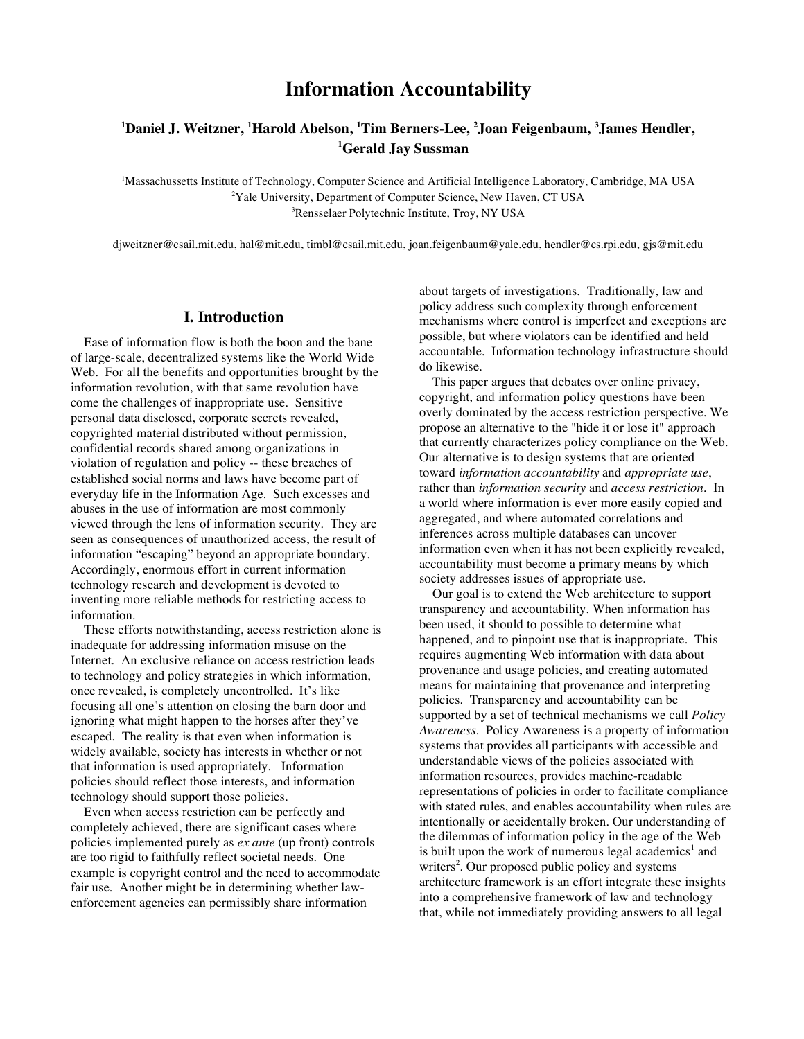# Information Accountability

**[1]Daniel J. Weitzner, [1]Harold Abelson, [1]Tim Berners-Lee, [2]Joan Feigenbaum, [3]James Hendler, [1]Gerald Jay Sussman**

[1]Massachussetts Institute of Technology, Computer Science and Artificial Intelligence Laboratory, Cambridge, MA USA
[2]Yale University, Department of Computer Science, New Haven, CT USA
[3]Rensselaer Polytechnic Institute, Troy, NY USA

djweitzner@csail.mit.edu, hal@mit.edu, timbl@csail.mit.edu, joan.feigenbaum@yale.edu, hendler@cs.rpi.edu, gjs@mit.edu

## I. Introduction

Ease of information flow is both the boon and the bane of large-scale, decentralized systems like the World Wide Web. For all the benefits and opportunities brought by the information revolution, with that same revolution have come the challenges of inappropriate use. Sensitive personal data disclosed, corporate secrets revealed, copyrighted material distributed without permission, confidential records shared among organizations in violation of regulation and policy -- these breaches of established social norms and laws have become part of everyday life in the Information Age. Such excesses and abuses in the use of information are most commonly viewed through the lens of information security. They are seen as consequences of unauthorized access, the result of information "escaping" beyond an appropriate boundary. Accordingly, enormous effort in current information technology research and development is devoted to inventing more reliable methods for restricting access to information.

These efforts notwithstanding, access restriction alone is inadequate for addressing information misuse on the Internet. An exclusive reliance on access restriction leads to technology and policy strategies in which information, once revealed, is completely uncontrolled. It's like focusing all one's attention on closing the barn door and ignoring what might happen to the horses after they've escaped. The reality is that even when information is widely available, society has interests in whether or not that information is used appropriately. Information policies should reflect those interests, and information technology should support those policies.

Even when access restriction can be perfectly and completely achieved, there are significant cases where policies implemented purely as *ex ante* (up front) controls are too rigid to faithfully reflect societal needs. One example is copyright control and the need to accommodate fair use. Another might be in determining whether law-enforcement agencies can permissibly share information about targets of investigations. Traditionally, law and policy address such complexity through enforcement mechanisms where control is imperfect and exceptions are possible, but where violators can be identified and held accountable. Information technology infrastructure should do likewise.

This paper argues that debates over online privacy, copyright, and information policy questions have been overly dominated by the access restriction perspective. We propose an alternative to the "hide it or lose it" approach that currently characterizes policy compliance on the Web. Our alternative is to design systems that are oriented toward *information accountability* and *appropriate use*, rather than *information security* and *access restriction*. In a world where information is ever more easily copied and aggregated, and where automated correlations and inferences across multiple databases can uncover information even when it has not been explicitly revealed, accountability must become a primary means by which society addresses issues of appropriate use.

Our goal is to extend the Web architecture to support transparency and accountability. When information has been used, it should to possible to determine what happened, and to pinpoint use that is inappropriate. This requires augmenting Web information with data about provenance and usage policies, and creating automated means for maintaining that provenance and interpreting policies. Transparency and accountability can be supported by a set of technical mechanisms we call *Policy Awareness*. Policy Awareness is a property of information systems that provides all participants with accessible and understandable views of the policies associated with information resources, provides machine-readable representations of policies in order to facilitate compliance with stated rules, and enables accountability when rules are intentionally or accidentally broken. Our understanding of the dilemmas of information policy in the age of the Web is built upon the work of numerous legal academics[1] and writers[2]. Our proposed public policy and systems architecture framework is an effort integrate these insights into a comprehensive framework of law and technology that, while not immediately providing answers to all legal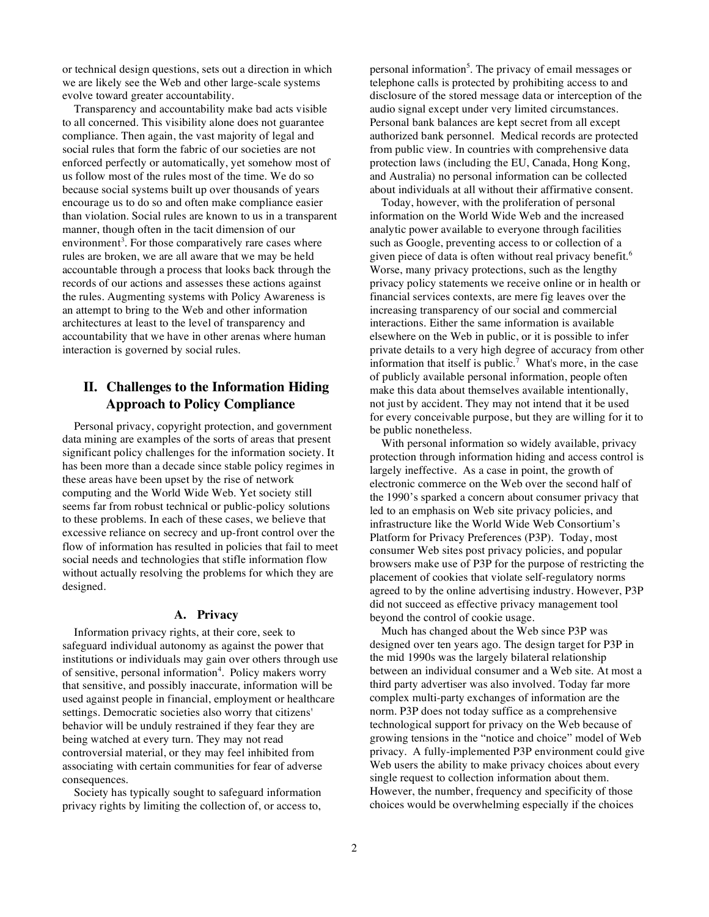or technical design questions, sets out a direction in which we are likely see the Web and other large-scale systems evolve toward greater accountability.

Transparency and accountability make bad acts visible to all concerned. This visibility alone does not guarantee compliance. Then again, the vast majority of legal and social rules that form the fabric of our societies are not enforced perfectly or automatically, yet somehow most of us follow most of the rules most of the time. We do so because social systems built up over thousands of years encourage us to do so and often make compliance easier than violation. Social rules are known to us in a transparent manner, though often in the tacit dimension of our environment[3]. For those comparatively rare cases where rules are broken, we are all aware that we may be held accountable through a process that looks back through the records of our actions and assesses these actions against the rules. Augmenting systems with Policy Awareness is an attempt to bring to the Web and other information architectures at least to the level of transparency and accountability that we have in other arenas where human interaction is governed by social rules.

## II. Challenges to the Information Hiding Approach to Policy Compliance

Personal privacy, copyright protection, and government data mining are examples of the sorts of areas that present significant policy challenges for the information society. It has been more than a decade since stable policy regimes in these areas have been upset by the rise of network computing and the World Wide Web. Yet society still seems far from robust technical or public-policy solutions to these problems. In each of these cases, we believe that excessive reliance on secrecy and up-front control over the flow of information has resulted in policies that fail to meet social needs and technologies that stifle information flow without actually resolving the problems for which they are designed.

### A. Privacy

Information privacy rights, at their core, seek to safeguard individual autonomy as against the power that institutions or individuals may gain over others through use of sensitive, personal information[4]. Policy makers worry that sensitive, and possibly inaccurate, information will be used against people in financial, employment or healthcare settings. Democratic societies also worry that citizens' behavior will be unduly restrained if they fear they are being watched at every turn. They may not read controversial material, or they may feel inhibited from associating with certain communities for fear of adverse consequences.

Society has typically sought to safeguard information privacy rights by limiting the collection of, or access to, personal information[5]. The privacy of email messages or telephone calls is protected by prohibiting access to and disclosure of the stored message data or interception of the audio signal except under very limited circumstances. Personal bank balances are kept secret from all except authorized bank personnel. Medical records are protected from public view. In countries with comprehensive data protection laws (including the EU, Canada, Hong Kong, and Australia) no personal information can be collected about individuals at all without their affirmative consent.

Today, however, with the proliferation of personal information on the World Wide Web and the increased analytic power available to everyone through facilities such as Google, preventing access to or collection of a given piece of data is often without real privacy benefit.[6] Worse, many privacy protections, such as the lengthy privacy policy statements we receive online or in health or financial services contexts, are mere fig leaves over the increasing transparency of our social and commercial interactions. Either the same information is available elsewhere on the Web in public, or it is possible to infer private details to a very high degree of accuracy from other information that itself is public.[7] What's more, in the case of publicly available personal information, people often make this data about themselves available intentionally, not just by accident. They may not intend that it be used for every conceivable purpose, but they are willing for it to be public nonetheless.

With personal information so widely available, privacy protection through information hiding and access control is largely ineffective. As a case in point, the growth of electronic commerce on the Web over the second half of the 1990's sparked a concern about consumer privacy that led to an emphasis on Web site privacy policies, and infrastructure like the World Wide Web Consortium's Platform for Privacy Preferences (P3P). Today, most consumer Web sites post privacy policies, and popular browsers make use of P3P for the purpose of restricting the placement of cookies that violate self-regulatory norms agreed to by the online advertising industry. However, P3P did not succeed as effective privacy management tool beyond the control of cookie usage.

Much has changed about the Web since P3P was designed over ten years ago. The design target for P3P in the mid 1990s was the largely bilateral relationship between an individual consumer and a Web site. At most a third party advertiser was also involved. Today far more complex multi-party exchanges of information are the norm. P3P does not today suffice as a comprehensive technological support for privacy on the Web because of growing tensions in the "notice and choice" model of Web privacy. A fully-implemented P3P environment could give Web users the ability to make privacy choices about every single request to collection information about them. However, the number, frequency and specificity of those choices would be overwhelming especially if the choices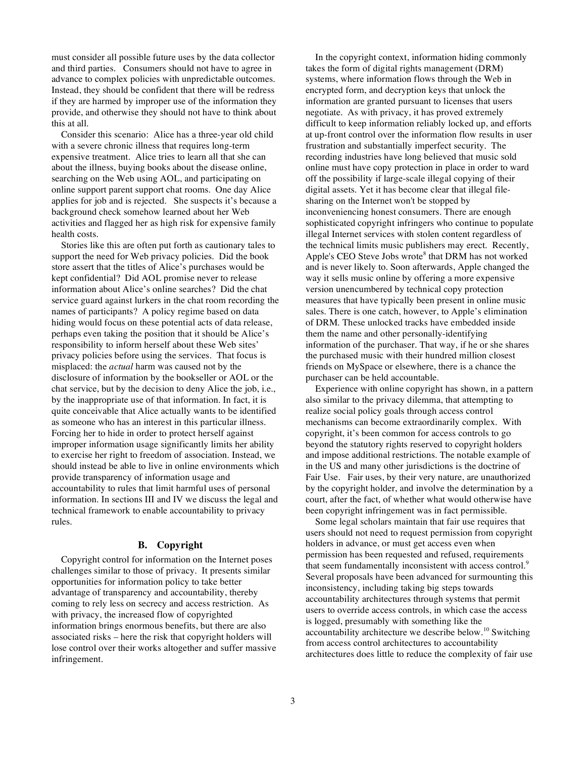must consider all possible future uses by the data collector and third parties. Consumers should not have to agree in advance to complex policies with unpredictable outcomes. Instead, they should be confident that there will be redress if they are harmed by improper use of the information they provide, and otherwise they should not have to think about this at all.

Consider this scenario: Alice has a three-year old child with a severe chronic illness that requires long-term expensive treatment. Alice tries to learn all that she can about the illness, buying books about the disease online, searching on the Web using AOL, and participating on online support parent support chat rooms. One day Alice applies for job and is rejected. She suspects it's because a background check somehow learned about her Web activities and flagged her as high risk for expensive family health costs.

Stories like this are often put forth as cautionary tales to support the need for Web privacy policies. Did the book store assert that the titles of Alice's purchases would be kept confidential? Did AOL promise never to release information about Alice's online searches? Did the chat service guard against lurkers in the chat room recording the names of participants? A policy regime based on data hiding would focus on these potential acts of data release, perhaps even taking the position that it should be Alice's responsibility to inform herself about these Web sites' privacy policies before using the services. That focus is misplaced: the *actual* harm was caused not by the disclosure of information by the bookseller or AOL or the chat service, but by the decision to deny Alice the job, i.e., by the inappropriate use of that information. In fact, it is quite conceivable that Alice actually wants to be identified as someone who has an interest in this particular illness. Forcing her to hide in order to protect herself against improper information usage significantly limits her ability to exercise her right to freedom of association. Instead, we should instead be able to live in online environments which provide transparency of information usage and accountability to rules that limit harmful uses of personal information. In sections III and IV we discuss the legal and technical framework to enable accountability to privacy rules.

### B. Copyright

Copyright control for information on the Internet poses challenges similar to those of privacy. It presents similar opportunities for information policy to take better advantage of transparency and accountability, thereby coming to rely less on secrecy and access restriction. As with privacy, the increased flow of copyrighted information brings enormous benefits, but there are also associated risks – here the risk that copyright holders will lose control over their works altogether and suffer massive infringement.

In the copyright context, information hiding commonly takes the form of digital rights management (DRM) systems, where information flows through the Web in encrypted form, and decryption keys that unlock the information are granted pursuant to licenses that users negotiate. As with privacy, it has proved extremely difficult to keep information reliably locked up, and efforts at up-front control over the information flow results in user frustration and substantially imperfect security. The recording industries have long believed that music sold online must have copy protection in place in order to ward off the possibility if large-scale illegal copying of their digital assets. Yet it has become clear that illegal file-sharing on the Internet won't be stopped by inconveniencing honest consumers. There are enough sophisticated copyright infringers who continue to populate illegal Internet services with stolen content regardless of the technical limits music publishers may erect. Recently, Apple's CEO Steve Jobs wrote[8] that DRM has not worked and is never likely to. Soon afterwards, Apple changed the way it sells music online by offering a more expensive version unencumbered by technical copy protection measures that have typically been present in online music sales. There is one catch, however, to Apple's elimination of DRM. These unlocked tracks have embedded inside them the name and other personally-identifying information of the purchaser. That way, if he or she shares the purchased music with their hundred million closest friends on MySpace or elsewhere, there is a chance the purchaser can be held accountable.

Experience with online copyright has shown, in a pattern also similar to the privacy dilemma, that attempting to realize social policy goals through access control mechanisms can become extraordinarily complex. With copyright, it's been common for access controls to go beyond the statutory rights reserved to copyright holders and impose additional restrictions. The notable example of in the US and many other jurisdictions is the doctrine of Fair Use. Fair uses, by their very nature, are unauthorized by the copyright holder, and involve the determination by a court, after the fact, of whether what would otherwise have been copyright infringement was in fact permissible.

Some legal scholars maintain that fair use requires that users should not need to request permission from copyright holders in advance, or must get access even when permission has been requested and refused, requirements that seem fundamentally inconsistent with access control.[9] Several proposals have been advanced for surmounting this inconsistency, including taking big steps towards accountability architectures through systems that permit users to override access controls, in which case the access is logged, presumably with something like the accountability architecture we describe below.[10] Switching from access control architectures to accountability architectures does little to reduce the complexity of fair use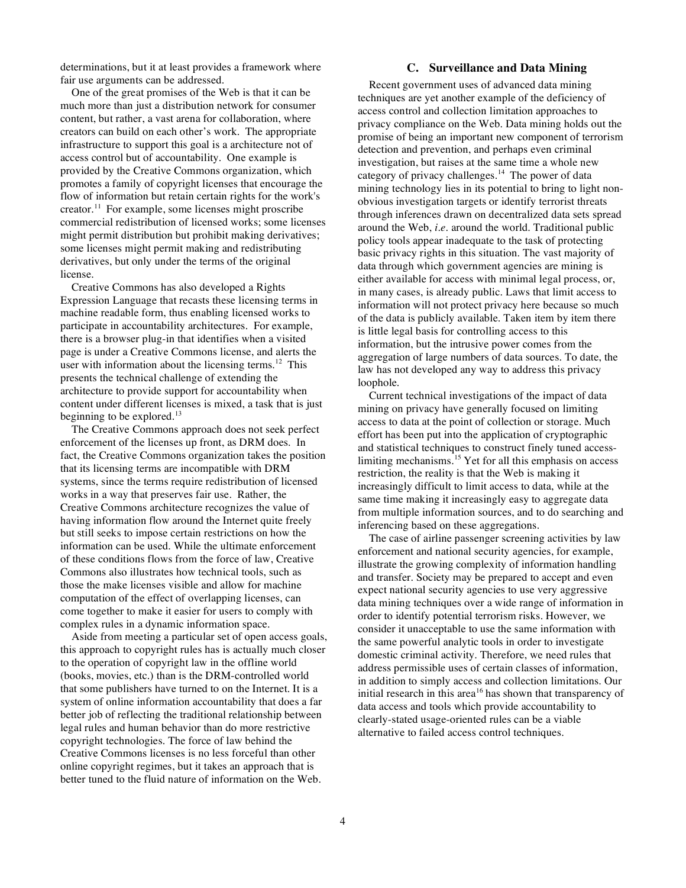determinations, but it at least provides a framework where fair use arguments can be addressed.

One of the great promises of the Web is that it can be much more than just a distribution network for consumer content, but rather, a vast arena for collaboration, where creators can build on each other's work. The appropriate infrastructure to support this goal is a architecture not of access control but of accountability. One example is provided by the Creative Commons organization, which promotes a family of copyright licenses that encourage the flow of information but retain certain rights for the work's creator.[11] For example, some licenses might proscribe commercial redistribution of licensed works; some licenses might permit distribution but prohibit making derivatives; some licenses might permit making and redistributing derivatives, but only under the terms of the original license.

Creative Commons has also developed a Rights Expression Language that recasts these licensing terms in machine readable form, thus enabling licensed works to participate in accountability architectures. For example, there is a browser plug-in that identifies when a visited page is under a Creative Commons license, and alerts the user with information about the licensing terms.[12] This presents the technical challenge of extending the architecture to provide support for accountability when content under different licenses is mixed, a task that is just beginning to be explored.[13]

The Creative Commons approach does not seek perfect enforcement of the licenses up front, as DRM does. In fact, the Creative Commons organization takes the position that its licensing terms are incompatible with DRM systems, since the terms require redistribution of licensed works in a way that preserves fair use. Rather, the Creative Commons architecture recognizes the value of having information flow around the Internet quite freely but still seeks to impose certain restrictions on how the information can be used. While the ultimate enforcement of these conditions flows from the force of law, Creative Commons also illustrates how technical tools, such as those the make licenses visible and allow for machine computation of the effect of overlapping licenses, can come together to make it easier for users to comply with complex rules in a dynamic information space.

Aside from meeting a particular set of open access goals, this approach to copyright rules has is actually much closer to the operation of copyright law in the offline world (books, movies, etc.) than is the DRM-controlled world that some publishers have turned to on the Internet. It is a system of online information accountability that does a far better job of reflecting the traditional relationship between legal rules and human behavior than do more restrictive copyright technologies. The force of law behind the Creative Commons licenses is no less forceful than other online copyright regimes, but it takes an approach that is better tuned to the fluid nature of information on the Web.

### C. Surveillance and Data Mining

Recent government uses of advanced data mining techniques are yet another example of the deficiency of access control and collection limitation approaches to privacy compliance on the Web. Data mining holds out the promise of being an important new component of terrorism detection and prevention, and perhaps even criminal investigation, but raises at the same time a whole new category of privacy challenges.[14] The power of data mining technology lies in its potential to bring to light non-obvious investigation targets or identify terrorist threats through inferences drawn on decentralized data sets spread around the Web, *i.e.* around the world. Traditional public policy tools appear inadequate to the task of protecting basic privacy rights in this situation. The vast majority of data through which government agencies are mining is either available for access with minimal legal process, or, in many cases, is already public. Laws that limit access to information will not protect privacy here because so much of the data is publicly available. Taken item by item there is little legal basis for controlling access to this information, but the intrusive power comes from the aggregation of large numbers of data sources. To date, the law has not developed any way to address this privacy loophole.

Current technical investigations of the impact of data mining on privacy have generally focused on limiting access to data at the point of collection or storage. Much effort has been put into the application of cryptographic and statistical techniques to construct finely tuned access-limiting mechanisms.[15] Yet for all this emphasis on access restriction, the reality is that the Web is making it increasingly difficult to limit access to data, while at the same time making it increasingly easy to aggregate data from multiple information sources, and to do searching and inferencing based on these aggregations.

The case of airline passenger screening activities by law enforcement and national security agencies, for example, illustrate the growing complexity of information handling and transfer. Society may be prepared to accept and even expect national security agencies to use very aggressive data mining techniques over a wide range of information in order to identify potential terrorism risks. However, we consider it unacceptable to use the same information with the same powerful analytic tools in order to investigate domestic criminal activity. Therefore, we need rules that address permissible uses of certain classes of information, in addition to simply access and collection limitations. Our initial research in this area[16] has shown that transparency of data access and tools which provide accountability to clearly-stated usage-oriented rules can be a viable alternative to failed access control techniques.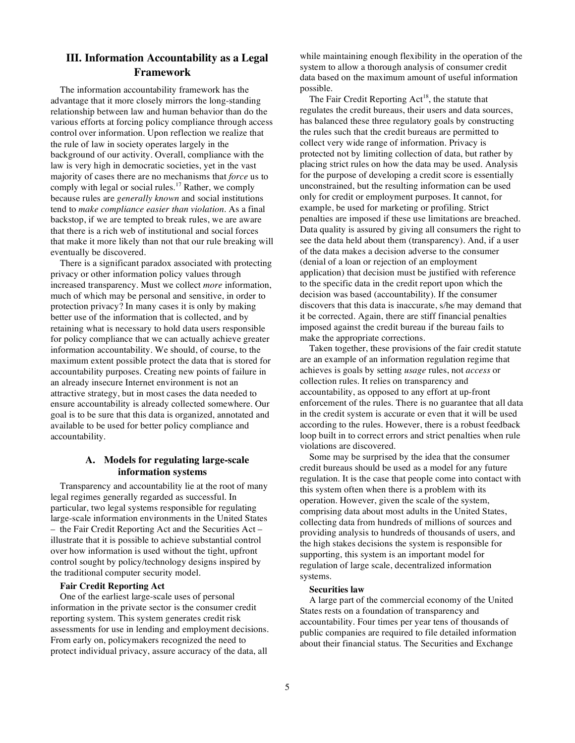## III. Information Accountability as a Legal Framework

The information accountability framework has the advantage that it more closely mirrors the long-standing relationship between law and human behavior than do the various efforts at forcing policy compliance through access control over information. Upon reflection we realize that the rule of law in society operates largely in the background of our activity. Overall, compliance with the law is very high in democratic societies, yet in the vast majority of cases there are no mechanisms that *force* us to comply with legal or social rules.[17] Rather, we comply because rules are *generally known* and social institutions tend to *make compliance easier than violation*. As a final backstop, if we are tempted to break rules, we are aware that there is a rich web of institutional and social forces that make it more likely than not that our rule breaking will eventually be discovered.

There is a significant paradox associated with protecting privacy or other information policy values through increased transparency. Must we collect *more* information, much of which may be personal and sensitive, in order to protection privacy? In many cases it is only by making better use of the information that is collected, and by retaining what is necessary to hold data users responsible for policy compliance that we can actually achieve greater information accountability. We should, of course, to the maximum extent possible protect the data that is stored for accountability purposes. Creating new points of failure in an already insecure Internet environment is not an attractive strategy, but in most cases the data needed to ensure accountability is already collected somewhere. Our goal is to be sure that this data is organized, annotated and available to be used for better policy compliance and accountability.

### A. Models for regulating large-scale information systems

Transparency and accountability lie at the root of many legal regimes generally regarded as successful. In particular, two legal systems responsible for regulating large-scale information environments in the United States – the Fair Credit Reporting Act and the Securities Act – illustrate that it is possible to achieve substantial control over how information is used without the tight, upfront control sought by policy/technology designs inspired by the traditional computer security model.

**Fair Credit Reporting Act**

One of the earliest large-scale uses of personal information in the private sector is the consumer credit reporting system. This system generates credit risk assessments for use in lending and employment decisions. From early on, policymakers recognized the need to protect individual privacy, assure accuracy of the data, all while maintaining enough flexibility in the operation of the system to allow a thorough analysis of consumer credit data based on the maximum amount of useful information possible.

The Fair Credit Reporting Act[18], the statute that regulates the credit bureaus, their users and data sources, has balanced these three regulatory goals by constructing the rules such that the credit bureaus are permitted to collect very wide range of information. Privacy is protected not by limiting collection of data, but rather by placing strict rules on how the data may be used. Analysis for the purpose of developing a credit score is essentially unconstrained, but the resulting information can be used only for credit or employment purposes. It cannot, for example, be used for marketing or profiling. Strict penalties are imposed if these use limitations are breached. Data quality is assured by giving all consumers the right to see the data held about them (transparency). And, if a user of the data makes a decision adverse to the consumer (denial of a loan or rejection of an employment application) that decision must be justified with reference to the specific data in the credit report upon which the decision was based (accountability). If the consumer discovers that this data is inaccurate, s/he may demand that it be corrected. Again, there are stiff financial penalties imposed against the credit bureau if the bureau fails to make the appropriate corrections.

Taken together, these provisions of the fair credit statute are an example of an information regulation regime that achieves is goals by setting *usage* rules, not *access* or collection rules. It relies on transparency and accountability, as opposed to any effort at up-front enforcement of the rules. There is no guarantee that all data in the credit system is accurate or even that it will be used according to the rules. However, there is a robust feedback loop built in to correct errors and strict penalties when rule violations are discovered.

Some may be surprised by the idea that the consumer credit bureaus should be used as a model for any future regulation. It is the case that people come into contact with this system often when there is a problem with its operation. However, given the scale of the system, comprising data about most adults in the United States, collecting data from hundreds of millions of sources and providing analysis to hundreds of thousands of users, and the high stakes decisions the system is responsible for supporting, this system is an important model for regulation of large scale, decentralized information systems.

**Securities law**

A large part of the commercial economy of the United States rests on a foundation of transparency and accountability. Four times per year tens of thousands of public companies are required to file detailed information about their financial status. The Securities and Exchange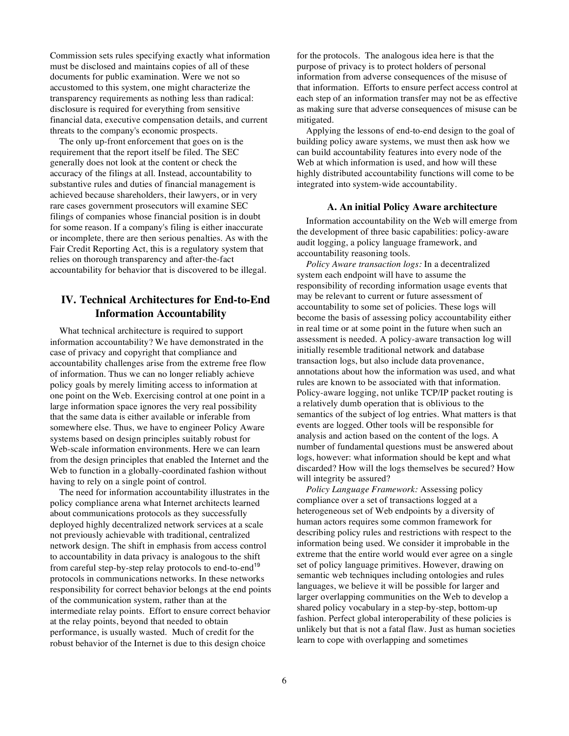Commission sets rules specifying exactly what information must be disclosed and maintains copies of all of these documents for public examination. Were we not so accustomed to this system, one might characterize the transparency requirements as nothing less than radical: disclosure is required for everything from sensitive financial data, executive compensation details, and current threats to the company's economic prospects.

The only up-front enforcement that goes on is the requirement that the report itself be filed. The SEC generally does not look at the content or check the accuracy of the filings at all. Instead, accountability to substantive rules and duties of financial management is achieved because shareholders, their lawyers, or in very rare cases government prosecutors will examine SEC filings of companies whose financial position is in doubt for some reason. If a company's filing is either inaccurate or incomplete, there are then serious penalties. As with the Fair Credit Reporting Act, this is a regulatory system that relies on thorough transparency and after-the-fact accountability for behavior that is discovered to be illegal.

## IV. Technical Architectures for End-to-End Information Accountability

What technical architecture is required to support information accountability? We have demonstrated in the case of privacy and copyright that compliance and accountability challenges arise from the extreme free flow of information. Thus we can no longer reliably achieve policy goals by merely limiting access to information at one point on the Web. Exercising control at one point in a large information space ignores the very real possibility that the same data is either available or inferable from somewhere else. Thus, we have to engineer Policy Aware systems based on design principles suitably robust for Web-scale information environments. Here we can learn from the design principles that enabled the Internet and the Web to function in a globally-coordinated fashion without having to rely on a single point of control.

The need for information accountability illustrates in the policy compliance arena what Internet architects learned about communications protocols as they successfully deployed highly decentralized network services at a scale not previously achievable with traditional, centralized network design. The shift in emphasis from access control to accountability in data privacy is analogous to the shift from careful step-by-step relay protocols to end-to-end[19] protocols in communications networks. In these networks responsibility for correct behavior belongs at the end points of the communication system, rather than at the intermediate relay points. Effort to ensure correct behavior at the relay points, beyond that needed to obtain performance, is usually wasted. Much of credit for the robust behavior of the Internet is due to this design choice for the protocols. The analogous idea here is that the purpose of privacy is to protect holders of personal information from adverse consequences of the misuse of that information. Efforts to ensure perfect access control at each step of an information transfer may not be as effective as making sure that adverse consequences of misuse can be mitigated.

Applying the lessons of end-to-end design to the goal of building policy aware systems, we must then ask how we can build accountability features into every node of the Web at which information is used, and how will these highly distributed accountability functions will come to be integrated into system-wide accountability.

### A. An initial Policy Aware architecture

Information accountability on the Web will emerge from the development of three basic capabilities: policy-aware audit logging, a policy language framework, and accountability reasoning tools.

*Policy Aware transaction logs:* In a decentralized system each endpoint will have to assume the responsibility of recording information usage events that may be relevant to current or future assessment of accountability to some set of policies. These logs will become the basis of assessing policy accountability either in real time or at some point in the future when such an assessment is needed. A policy-aware transaction log will initially resemble traditional network and database transaction logs, but also include data provenance, annotations about how the information was used, and what rules are known to be associated with that information. Policy-aware logging, not unlike TCP/IP packet routing is a relatively dumb operation that is oblivious to the semantics of the subject of log entries. What matters is that events are logged. Other tools will be responsible for analysis and action based on the content of the logs. A number of fundamental questions must be answered about logs, however: what information should be kept and what discarded? How will the logs themselves be secured? How will integrity be assured?

*Policy Language Framework:* Assessing policy compliance over a set of transactions logged at a heterogeneous set of Web endpoints by a diversity of human actors requires some common framework for describing policy rules and restrictions with respect to the information being used. We consider it improbable in the extreme that the entire world would ever agree on a single set of policy language primitives. However, drawing on semantic web techniques including ontologies and rules languages, we believe it will be possible for larger and larger overlapping communities on the Web to develop a shared policy vocabulary in a step-by-step, bottom-up fashion. Perfect global interoperability of these policies is unlikely but that is not a fatal flaw. Just as human societies learn to cope with overlapping and sometimes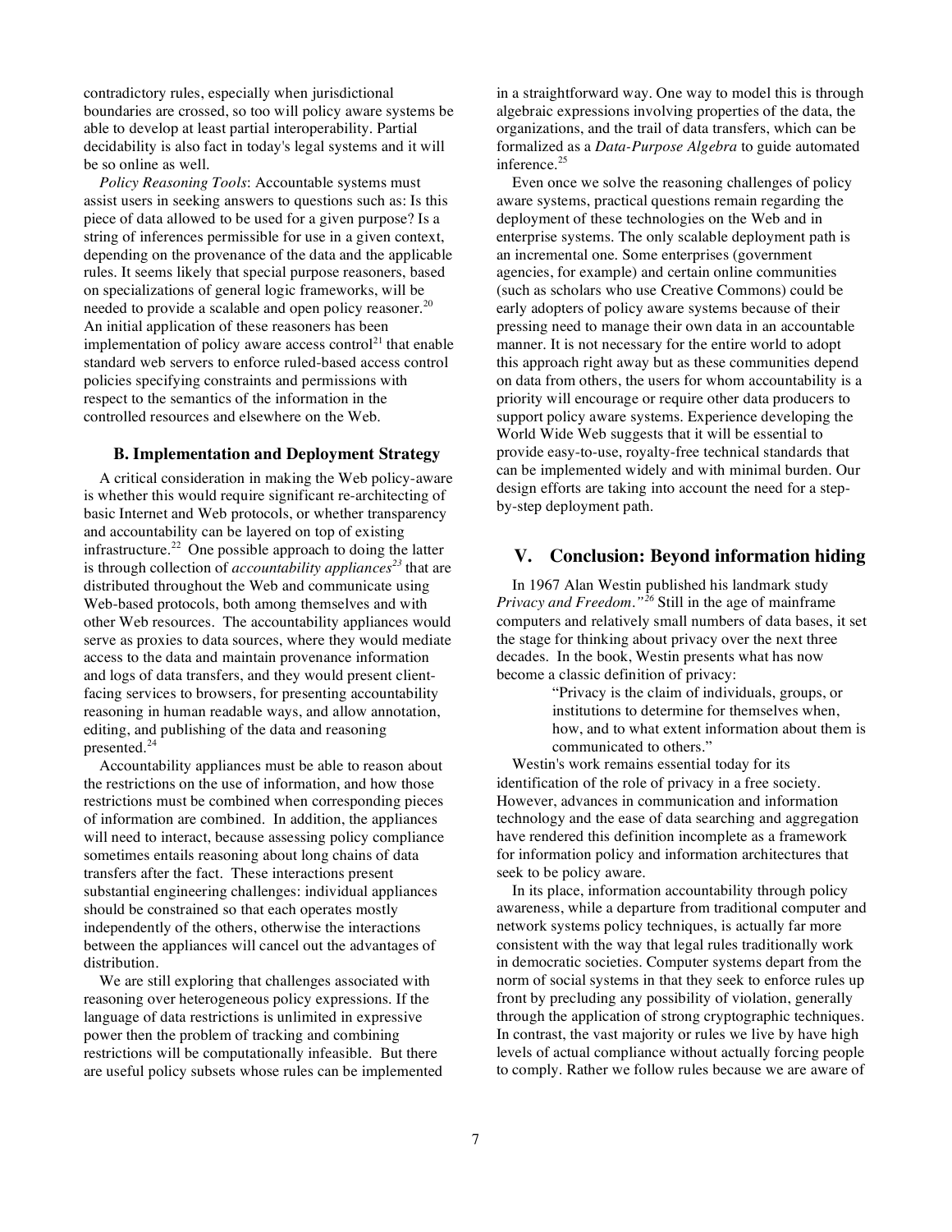contradictory rules, especially when jurisdictional boundaries are crossed, so too will policy aware systems be able to develop at least partial interoperability. Partial decidability is also fact in today's legal systems and it will be so online as well.

*Policy Reasoning Tools*: Accountable systems must assist users in seeking answers to questions such as: Is this piece of data allowed to be used for a given purpose? Is a string of inferences permissible for use in a given context, depending on the provenance of the data and the applicable rules. It seems likely that special purpose reasoners, based on specializations of general logic frameworks, will be needed to provide a scalable and open policy reasoner.[20] An initial application of these reasoners has been implementation of policy aware access control[21] that enable standard web servers to enforce ruled-based access control policies specifying constraints and permissions with respect to the semantics of the information in the controlled resources and elsewhere on the Web.

### B. Implementation and Deployment Strategy

A critical consideration in making the Web policy-aware is whether this would require significant re-architecting of basic Internet and Web protocols, or whether transparency and accountability can be layered on top of existing infrastructure.[22] One possible approach to doing the latter is through collection of *accountability appliances*[23] that are distributed throughout the Web and communicate using Web-based protocols, both among themselves and with other Web resources. The accountability appliances would serve as proxies to data sources, where they would mediate access to the data and maintain provenance information and logs of data transfers, and they would present client-facing services to browsers, for presenting accountability reasoning in human readable ways, and allow annotation, editing, and publishing of the data and reasoning presented.[24]

Accountability appliances must be able to reason about the restrictions on the use of information, and how those restrictions must be combined when corresponding pieces of information are combined. In addition, the appliances will need to interact, because assessing policy compliance sometimes entails reasoning about long chains of data transfers after the fact. These interactions present substantial engineering challenges: individual appliances should be constrained so that each operates mostly independently of the others, otherwise the interactions between the appliances will cancel out the advantages of distribution.

We are still exploring that challenges associated with reasoning over heterogeneous policy expressions. If the language of data restrictions is unlimited in expressive power then the problem of tracking and combining restrictions will be computationally infeasible. But there are useful policy subsets whose rules can be implemented in a straightforward way. One way to model this is through algebraic expressions involving properties of the data, the organizations, and the trail of data transfers, which can be formalized as a *Data-Purpose Algebra* to guide automated inference.[25]

Even once we solve the reasoning challenges of policy aware systems, practical questions remain regarding the deployment of these technologies on the Web and in enterprise systems. The only scalable deployment path is an incremental one. Some enterprises (government agencies, for example) and certain online communities (such as scholars who use Creative Commons) could be early adopters of policy aware systems because of their pressing need to manage their own data in an accountable manner. It is not necessary for the entire world to adopt this approach right away but as these communities depend on data from others, the users for whom accountability is a priority will encourage or require other data producers to support policy aware systems. Experience developing the World Wide Web suggests that it will be essential to provide easy-to-use, royalty-free technical standards that can be implemented widely and with minimal burden. Our design efforts are taking into account the need for a step-by-step deployment path.

## V. Conclusion: Beyond information hiding

In 1967 Alan Westin published his landmark study *Privacy and Freedom.*[26] Still in the age of mainframe computers and relatively small numbers of data bases, it set the stage for thinking about privacy over the next three decades. In the book, Westin presents what has now become a classic definition of privacy:

> "Privacy is the claim of individuals, groups, or institutions to determine for themselves when, how, and to what extent information about them is communicated to others."

Westin's work remains essential today for its identification of the role of privacy in a free society. However, advances in communication and information technology and the ease of data searching and aggregation have rendered this definition incomplete as a framework for information policy and information architectures that seek to be policy aware.

In its place, information accountability through policy awareness, while a departure from traditional computer and network systems policy techniques, is actually far more consistent with the way that legal rules traditionally work in democratic societies. Computer systems depart from the norm of social systems in that they seek to enforce rules up front by precluding any possibility of violation, generally through the application of strong cryptographic techniques. In contrast, the vast majority or rules we live by have high levels of actual compliance without actually forcing people to comply. Rather we follow rules because we are aware of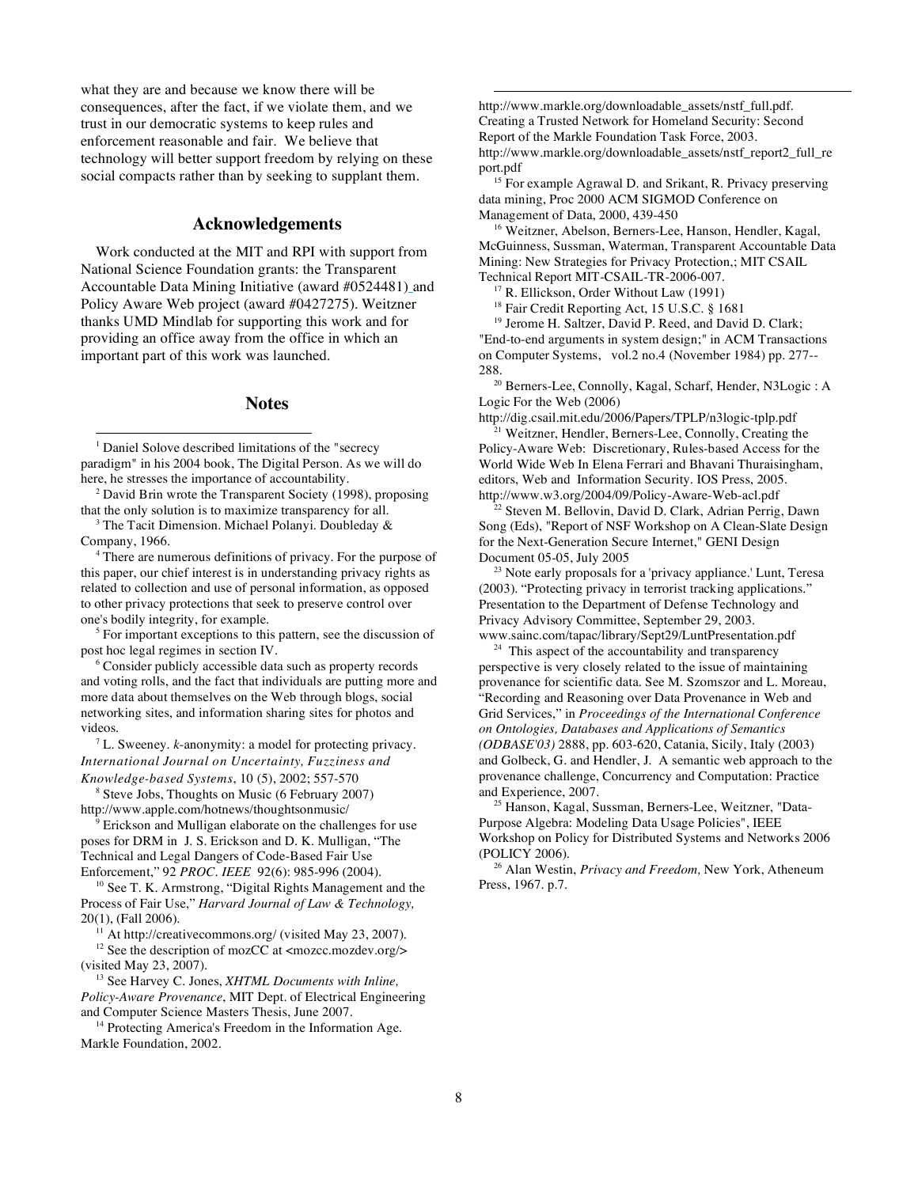what they are and because we know there will be consequences, after the fact, if we violate them, and we trust in our democratic systems to keep rules and enforcement reasonable and fair. We believe that technology will better support freedom by relying on these social compacts rather than by seeking to supplant them.

## Acknowledgements

Work conducted at the MIT and RPI with support from National Science Foundation grants: the Transparent Accountable Data Mining Initiative (award #0524481) and Policy Aware Web project (award #0427275). Weitzner thanks UMD Mindlab for supporting this work and for providing an office away from the office in which an important part of this work was launched.

## Notes

[1] Daniel Solove described limitations of the "secrecy paradigm" in his 2004 book, The Digital Person. As we will do here, he stresses the importance of accountability.

[2] David Brin wrote the Transparent Society (1998), proposing that the only solution is to maximize transparency for all.

[3] The Tacit Dimension. Michael Polanyi. Doubleday & Company, 1966.

[4] There are numerous definitions of privacy. For the purpose of this paper, our chief interest is in understanding privacy rights as related to collection and use of personal information, as opposed to other privacy protections that seek to preserve control over one's bodily integrity, for example.

[5] For important exceptions to this pattern, see the discussion of post hoc legal regimes in section IV.

[6] Consider publicly accessible data such as property records and voting rolls, and the fact that individuals are putting more and more data about themselves on the Web through blogs, social networking sites, and information sharing sites for photos and videos.

[7] L. Sweeney. *k*-anonymity: a model for protecting privacy. *International Journal on Uncertainty, Fuzziness and Knowledge-based Systems*, 10 (5), 2002; 557-570

[8] Steve Jobs, Thoughts on Music (6 February 2007) http://www.apple.com/hotnews/thoughtsonmusic/

[9] Erickson and Mulligan elaborate on the challenges for use poses for DRM in J. S. Erickson and D. K. Mulligan, "The Technical and Legal Dangers of Code-Based Fair Use Enforcement," 92 *PROC. IEEE* 92(6): 985-996 (2004).

[10] See T. K. Armstrong, "Digital Rights Management and the Process of Fair Use," *Harvard Journal of Law & Technology,* 20(1), (Fall 2006).

[11] At http://creativecommons.org/ (visited May 23, 2007).

[12] See the description of mozCC at <mozcc.mozdev.org/> (visited May 23, 2007).

[13] See Harvey C. Jones, *XHTML Documents with Inline, Policy-Aware Provenance*, MIT Dept. of Electrical Engineering and Computer Science Masters Thesis, June 2007.

[14] Protecting America's Freedom in the Information Age. Markle Foundation, 2002. http://www.markle.org/downloadable_assets/nstf_full.pdf. Creating a Trusted Network for Homeland Security: Second Report of the Markle Foundation Task Force, 2003. http://www.markle.org/downloadable_assets/nstf_report2_full_report.pdf

[15] For example Agrawal D. and Srikant, R. Privacy preserving data mining, Proc 2000 ACM SIGMOD Conference on Management of Data, 2000, 439-450

[16] Weitzner, Abelson, Berners-Lee, Hanson, Hendler, Kagal, McGuinness, Sussman, Waterman, Transparent Accountable Data Mining: New Strategies for Privacy Protection,; MIT CSAIL Technical Report MIT-CSAIL-TR-2006-007.

[17] R. Ellickson, Order Without Law (1991)

[18] Fair Credit Reporting Act, 15 U.S.C. § 1681

[19] Jerome H. Saltzer, David P. Reed, and David D. Clark; "End-to-end arguments in system design;" in ACM Transactions on Computer Systems, vol.2 no.4 (November 1984) pp. 277--288.

[20] Berners-Lee, Connolly, Kagal, Scharf, Hender, N3Logic : A Logic For the Web (2006) http://dig.csail.mit.edu/2006/Papers/TPLP/n3logic-tplp.pdf

[21] Weitzner, Hendler, Berners-Lee, Connolly, Creating the Policy-Aware Web: Discretionary, Rules-based Access for the World Wide Web In Elena Ferrari and Bhavani Thuraisingham, editors, Web and Information Security. IOS Press, 2005. http://www.w3.org/2004/09/Policy-Aware-Web-acl.pdf

[22] Steven M. Bellovin, David D. Clark, Adrian Perrig, Dawn Song (Eds), "Report of NSF Workshop on A Clean-Slate Design for the Next-Generation Secure Internet," GENI Design Document 05-05, July 2005

[23] Note early proposals for a 'privacy appliance.' Lunt, Teresa (2003). "Protecting privacy in terrorist tracking applications." Presentation to the Department of Defense Technology and Privacy Advisory Committee, September 29, 2003. www.sainc.com/tapac/library/Sept29/LuntPresentation.pdf

[24] This aspect of the accountability and transparency perspective is very closely related to the issue of maintaining provenance for scientific data. See M. Szomszor and L. Moreau, "Recording and Reasoning over Data Provenance in Web and Grid Services," in *Proceedings of the International Conference on Ontologies, Databases and Applications of Semantics (ODBASE'03)* 2888, pp. 603-620, Catania, Sicily, Italy (2003) and Golbeck, G. and Hendler, J. A semantic web approach to the provenance challenge, Concurrency and Computation: Practice and Experience, 2007.

[25] Hanson, Kagal, Sussman, Berners-Lee, Weitzner, "Data-Purpose Algebra: Modeling Data Usage Policies", IEEE Workshop on Policy for Distributed Systems and Networks 2006 (POLICY 2006).

[26] Alan Westin, *Privacy and Freedom,* New York, Atheneum Press, 1967. p.7.